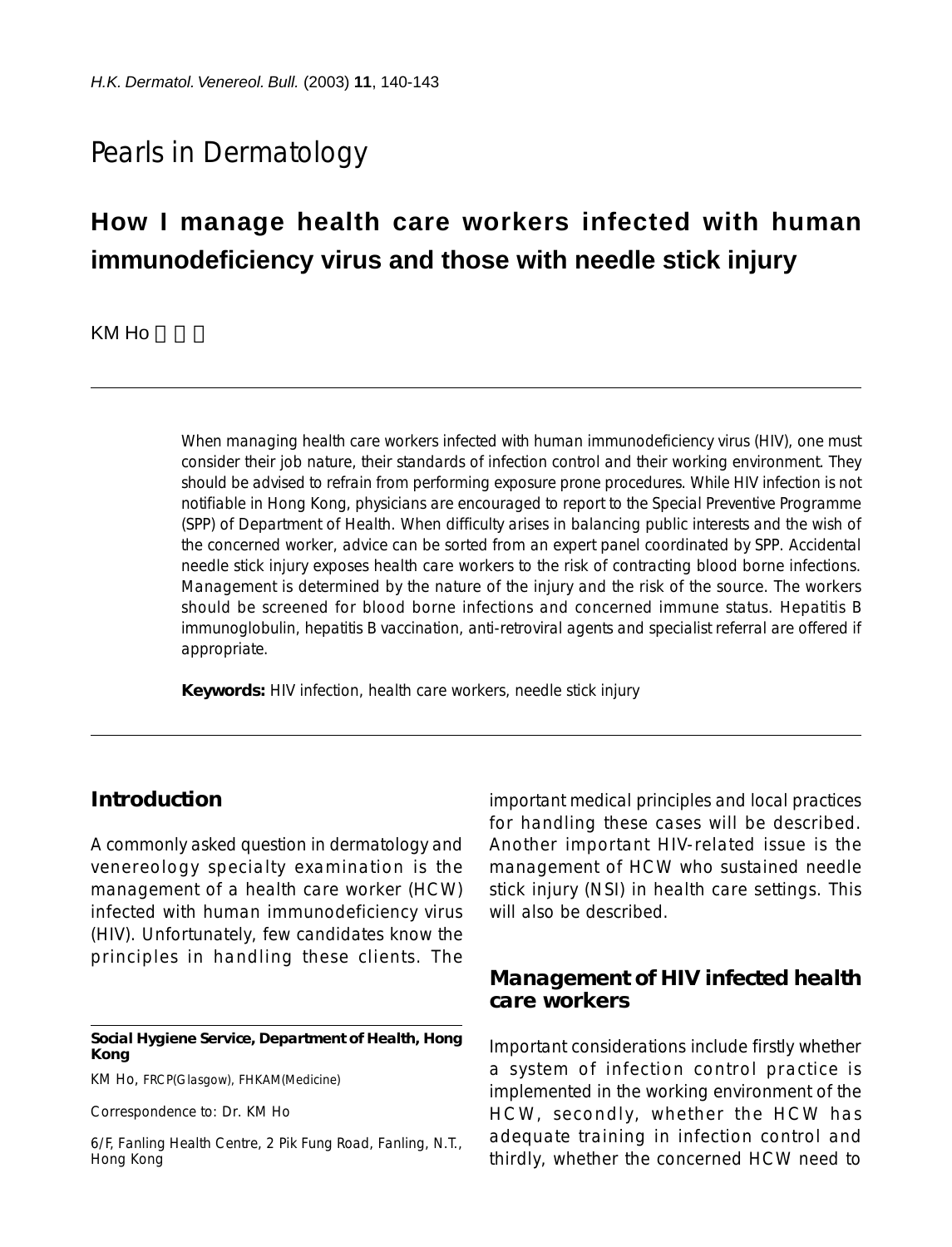Pearls in Dermatology

# How I manage health care workers infected with human immunodeficiency virus and those with needle stick injury

KM Ho 何景文

When managing health care workers infected with human immunodeficiency virus (HIV), one must consider their job nature, their standards of infection control and their working environment. They should be advised to refrain from performing exposure prone procedures. While HIV infection is not notifiable in Hong Kong, physicians are encouraged to report to the Special Preventive Programme (SPP) of Department of Health. When difficulty arises in balancing public interests and the wish of the concerned worker, advice can be sorted from an expert panel coordinated by SPP. Accidental needle stick injury exposes health care workers to the risk of contracting blood borne infections. Management is determined by the nature of the injury and the risk of the source. The workers should be screened for blood borne infections and concerned immune status. Hepatitis B immunoglobulin, hepatitis B vaccination, anti-retroviral agents and specialist referral are offered if appropriate.

**Keywords:** HIV infection, health care workers, needle stick injury

## Introduction

A commonly asked question in dermatology and venereology specialty examination is the management of a health care worker (HCW) infected with human immunodeficiency virus (HIV). Unfortunately, few candidates know the principles in handling these clients. The important medical principles and local practices for handling these cases will be described. Another important HIV-related issue is the management of HCW who sustained needle stick injury (NSI) in health care settings. This will also be described.

## Management of HIV infected health care workers

Important considerations include firstly whether a system of infection control practice is implemented in the working environment of the HCW, secondly, whether the HCW has adequate training in infection control and thirdly, whether the concerned HCW need to

**Social Hygiene Service, Department of Health, Hong Kong**

KM Ho, FRCP(Glasgow), FHKAM(Medicine)

Correspondence to: Dr. KM Ho

6/F, Fanling Health Centre, 2 Pik Fung Road, Fanling, N.T., Hong Kong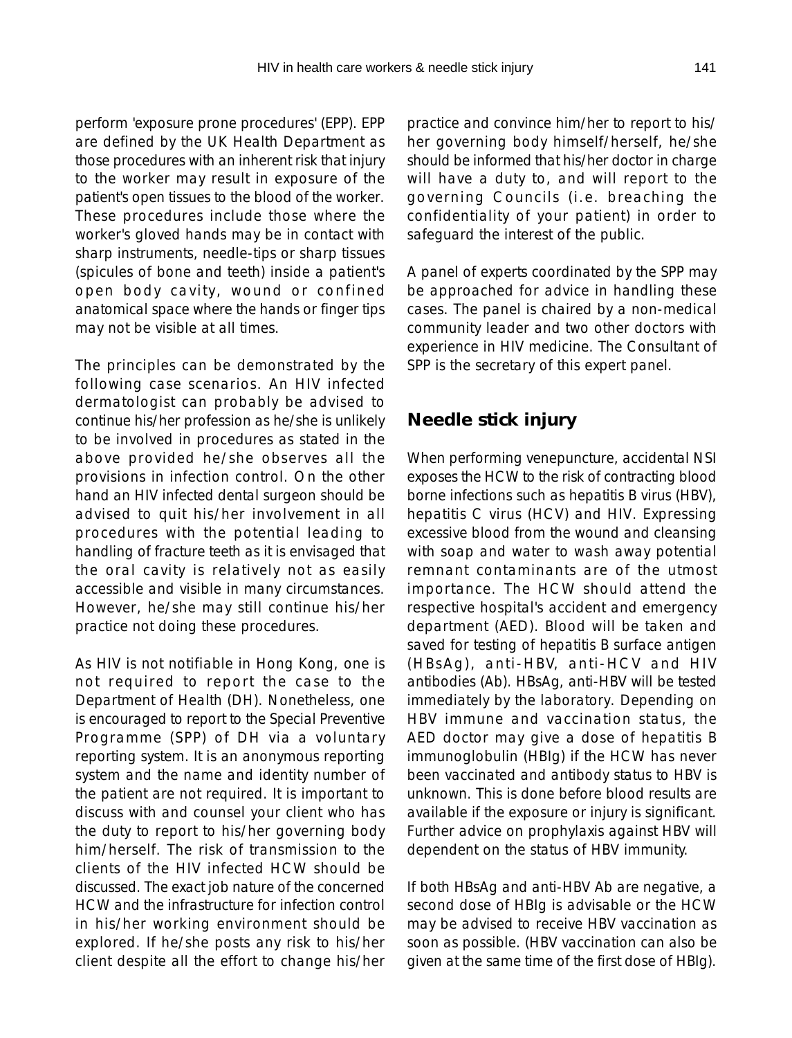perform 'exposure prone procedures' (EPP). EPP are defined by the UK Health Department as those procedures with an inherent risk that injury to the worker may result in exposure of the patient's open tissues to the blood of the worker. These procedures include those where the worker's gloved hands may be in contact with sharp instruments, needle-tips or sharp tissues (spicules of bone and teeth) inside a patient's open body cavity, wound or confined anatomical space where the hands or finger tips may not be visible at all times.

The principles can be demonstrated by the following case scenarios. An HIV infected dermatologist can probably be advised to continue his/her profession as he/she is unlikely to be involved in procedures as stated in the above provided he/she observes all the provisions in infection control. On the other hand an HIV infected dental surgeon should be advised to quit his/her involvement in all procedures with the potential leading to handling of fracture teeth as it is envisaged that the oral cavity is relatively not as easily accessible and visible in many circumstances. However, he/she may still continue his/her practice not doing these procedures.

As HIV is not notifiable in Hong Kong, one is not required to report the case to the Department of Health (DH). Nonetheless, one is encouraged to report to the Special Preventive Programme (SPP) of DH via a voluntary reporting system. It is an anonymous reporting system and the name and identity number of the patient are not required. It is important to discuss with and counsel your client who has the duty to report to his/her governing body him/herself. The risk of transmission to the clients of the HIV infected HCW should be discussed. The exact job nature of the concerned HCW and the infrastructure for infection control in his/her working environment should be explored. If he/she posts any risk to his/her client despite all the effort to change his/her practice and convince him/her to report to his/her governing body himself/herself, he/she should be informed that his/her doctor in charge will have a duty to, and will report to the governing Councils (i.e. breaching the confidentiality of your patient) in order to safeguard the interest of the public.

A panel of experts coordinated by the SPP may be approached for advice in handling these cases. The panel is chaired by a non-medical community leader and two other doctors with experience in HIV medicine. The Consultant of SPP is the secretary of this expert panel.

## Needle stick injury

When performing venepuncture, accidental NSI exposes the HCW to the risk of contracting blood borne infections such as hepatitis B virus (HBV), hepatitis C virus (HCV) and HIV. Expressing excessive blood from the wound and cleansing with soap and water to wash away potential remnant contaminants are of the utmost importance. The HCW should attend the respective hospital's accident and emergency department (AED). Blood will be taken and saved for testing of hepatitis B surface antigen (HBsAg), anti-HBV, anti-HCV and HIV antibodies (Ab). HBsAg, anti-HBV will be tested immediately by the laboratory. Depending on HBV immune and vaccination status, the AED doctor may give a dose of hepatitis B immunoglobulin (HBIg) if the HCW has never been vaccinated and antibody status to HBV is unknown. This is done before blood results are available if the exposure or injury is significant. Further advice on prophylaxis against HBV will dependent on the status of HBV immunity.

If both HBsAg and anti-HBV Ab are negative, a second dose of HBIg is advisable or the HCW may be advised to receive HBV vaccination as soon as possible. (HBV vaccination can also be given at the same time of the first dose of HBIg).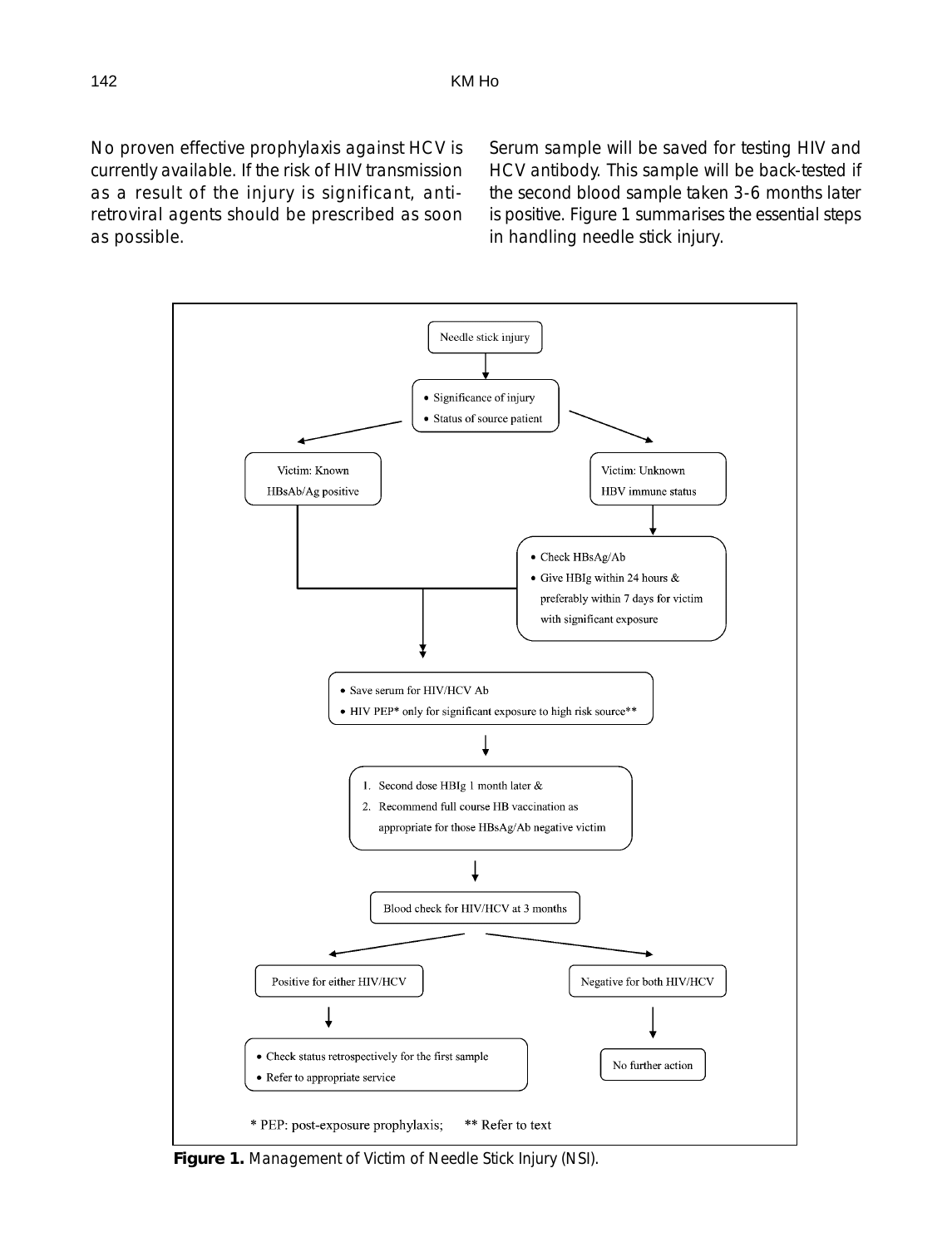No proven effective prophylaxis against HCV is currently available. If the risk of HIV transmission as a result of the injury is significant, anti-retroviral agents should be prescribed as soon as possible.

Serum sample will be saved for testing HIV and HCV antibody. This sample will be back-tested if the second blood sample taken 3-6 months later is positive. Figure 1 summarises the essential steps in handling needle stick injury.

Needle stick injury

- Significance of injury
- Status of source patient

Victim: Known HBsAb/Ag positive

Victim: Unknown HBV immune status

- Check HBsAg/Ab
- Give HBIg within 24 hours & preferably within 7 days for victim with significant exposure

- Save serum for HIV/HCV Ab
- HIV PEP* only for significant exposure to high risk source**

1. Second dose HBIg 1 month later &
2. Recommend full course HB vaccination as appropriate for those HBsAg/Ab negative victim

Blood check for HIV/HCV at 3 months

Positive for either HIV/HCV

- Check status retrospectively for the first sample
- Refer to appropriate service

Negative for both HIV/HCV

No further action

* PEP: post-exposure prophylaxis; ** Refer to text

**Figure 1.** Management of Victim of Needle Stick Injury (NSI).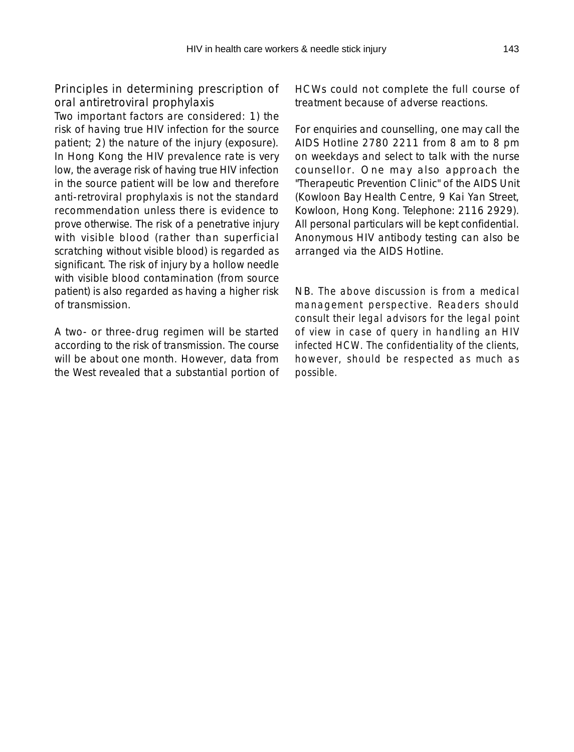## Principles in determining prescription of oral antiretroviral prophylaxis

Two important factors are considered: 1) the risk of having true HIV infection for the source patient; 2) the nature of the injury (exposure). In Hong Kong the HIV prevalence rate is very low, the average risk of having true HIV infection in the source patient will be low and therefore anti-retroviral prophylaxis is not the standard recommendation unless there is evidence to prove otherwise. The risk of a penetrative injury with visible blood (rather than superficial scratching without visible blood) is regarded as significant. The risk of injury by a hollow needle with visible blood contamination (from source patient) is also regarded as having a higher risk of transmission.

A two- or three-drug regimen will be started according to the risk of transmission. The course will be about one month. However, data from the West revealed that a substantial portion of HCWs could not complete the full course of treatment because of adverse reactions.

For enquiries and counselling, one may call the AIDS Hotline 2780 2211 from 8 am to 8 pm on weekdays and select to talk with the nurse counsellor. One may also approach the "Therapeutic Prevention Clinic" of the AIDS Unit (Kowloon Bay Health Centre, 9 Kai Yan Street, Kowloon, Hong Kong. Telephone: 2116 2929). All personal particulars will be kept confidential. Anonymous HIV antibody testing can also be arranged via the AIDS Hotline.

NB. The above discussion is from a medical management perspective. Readers should consult their legal advisors for the legal point of view in case of query in handling an HIV infected HCW. The confidentiality of the clients, however, should be respected as much as possible.